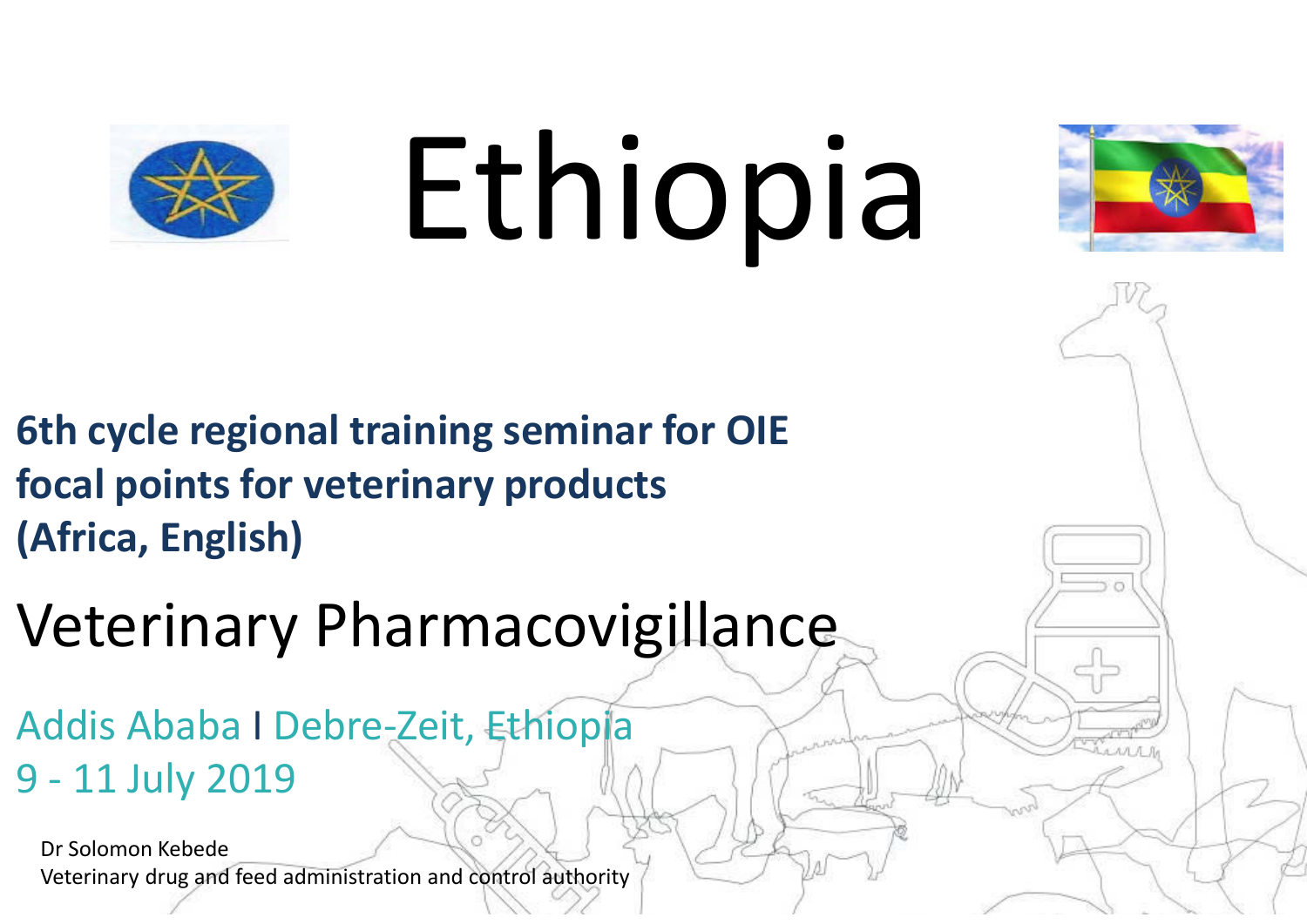# Ethiopia

**6th cycle regional training seminar for OIE focal points for veterinary products (Africa, English)**

## Veterinary Pharmacovigillance

Addis Ababa I Debre-Zeit, Ethiopia
9 - 11 July 2019

Dr Solomon Kebede
Veterinary drug and feed administration and control authority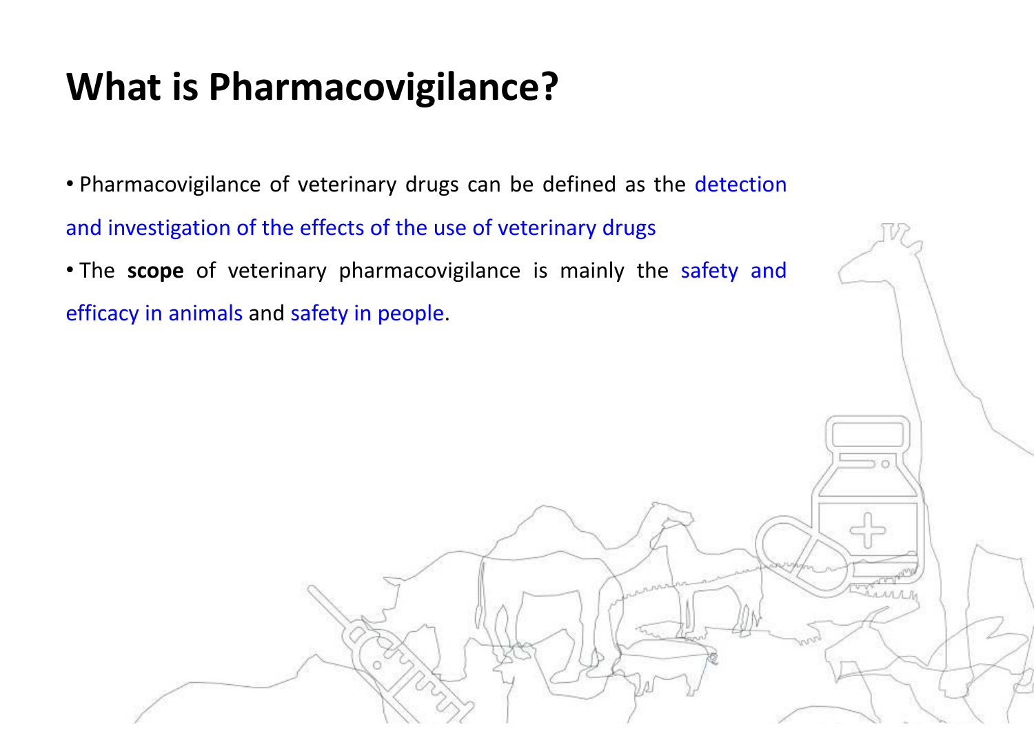# What is Pharmacovigilance?

- Pharmacovigilance of veterinary drugs can be defined as the detection and investigation of the effects of the use of veterinary drugs
- The **scope** of veterinary pharmacovigilance is mainly the safety and efficacy in animals and safety in people.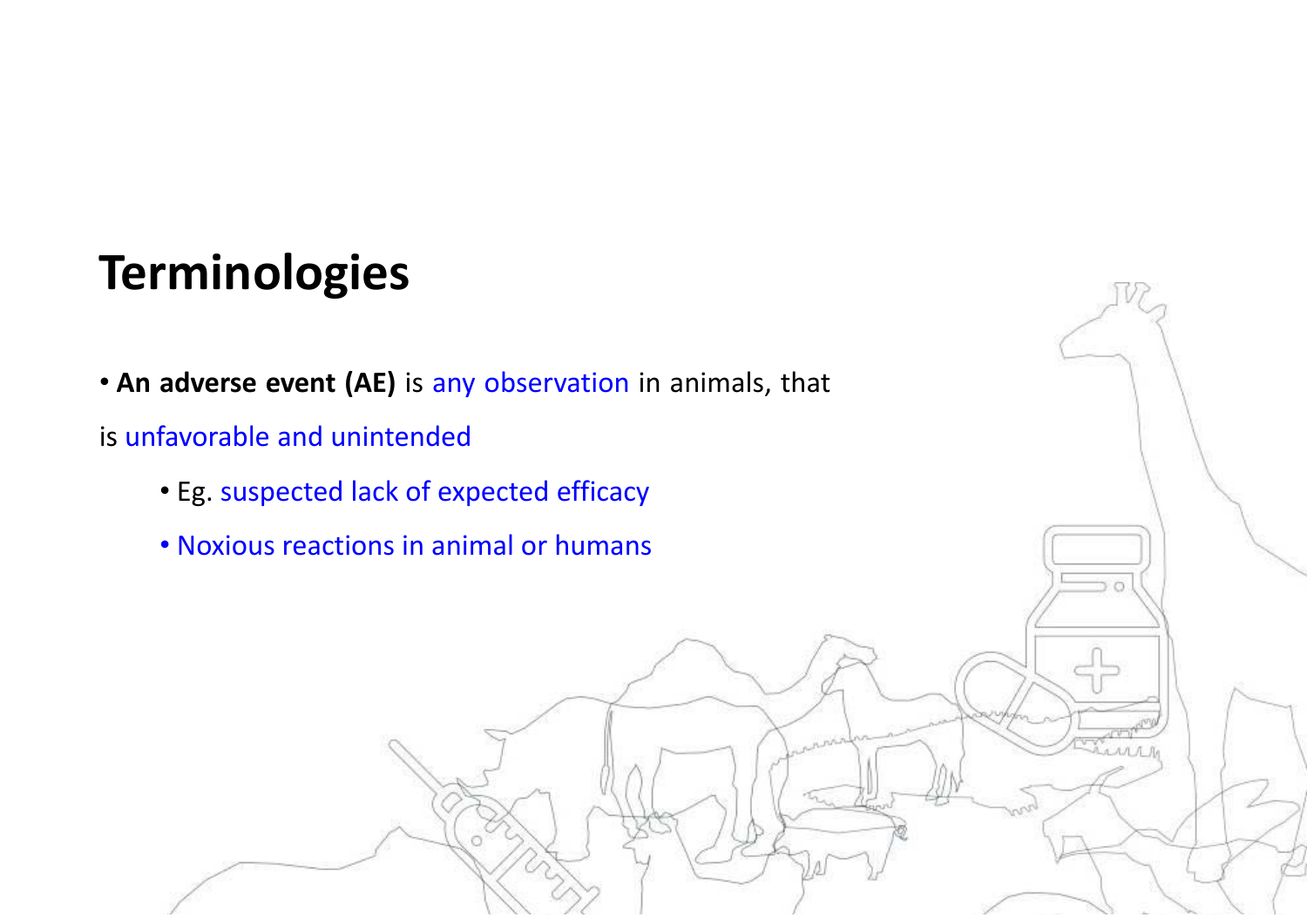# Terminologies

- **An adverse event (AE)** is any observation in animals, that is unfavorable and unintended
  - Eg. suspected lack of expected efficacy
  - Noxious reactions in animal or humans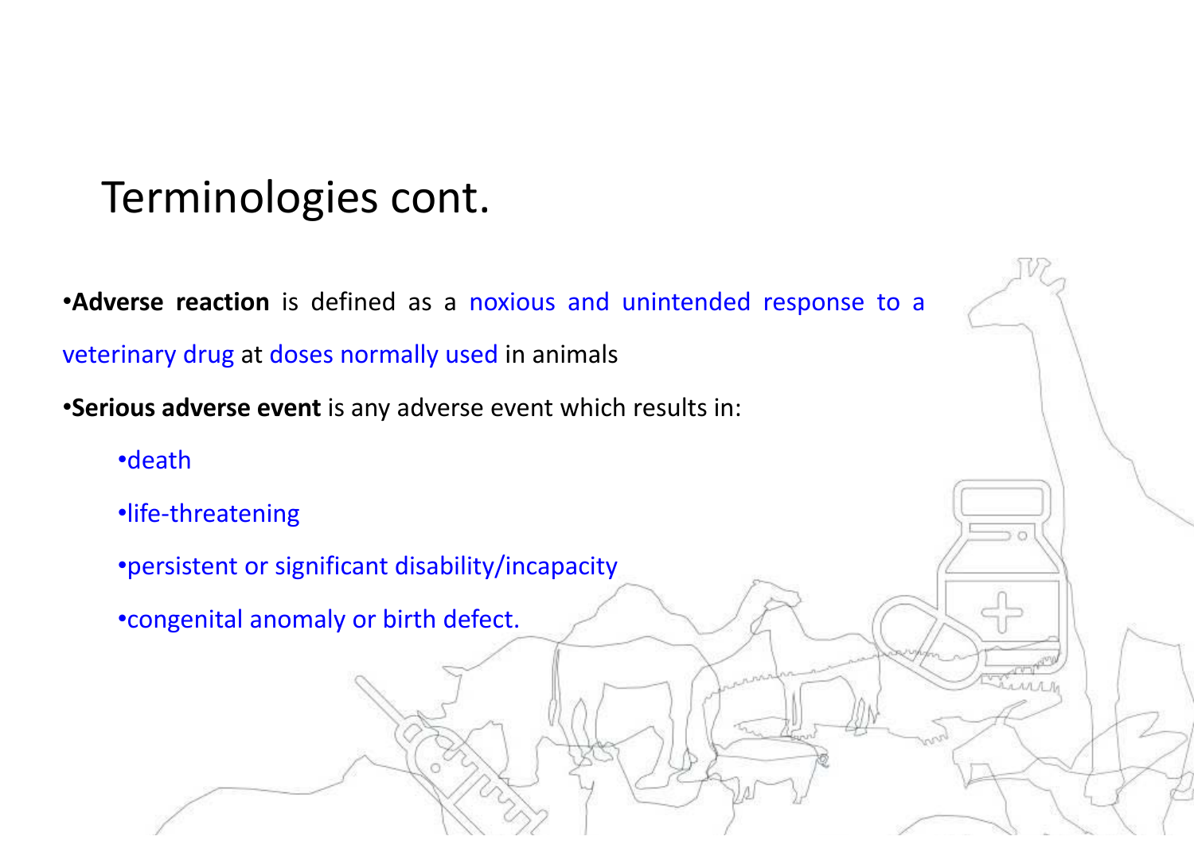# Terminologies cont.

- **Adverse reaction** is defined as a noxious and unintended response to a veterinary drug at doses normally used in animals
- **Serious adverse event** is any adverse event which results in:
  - death
  - life-threatening
  - persistent or significant disability/incapacity
  - congenital anomaly or birth defect.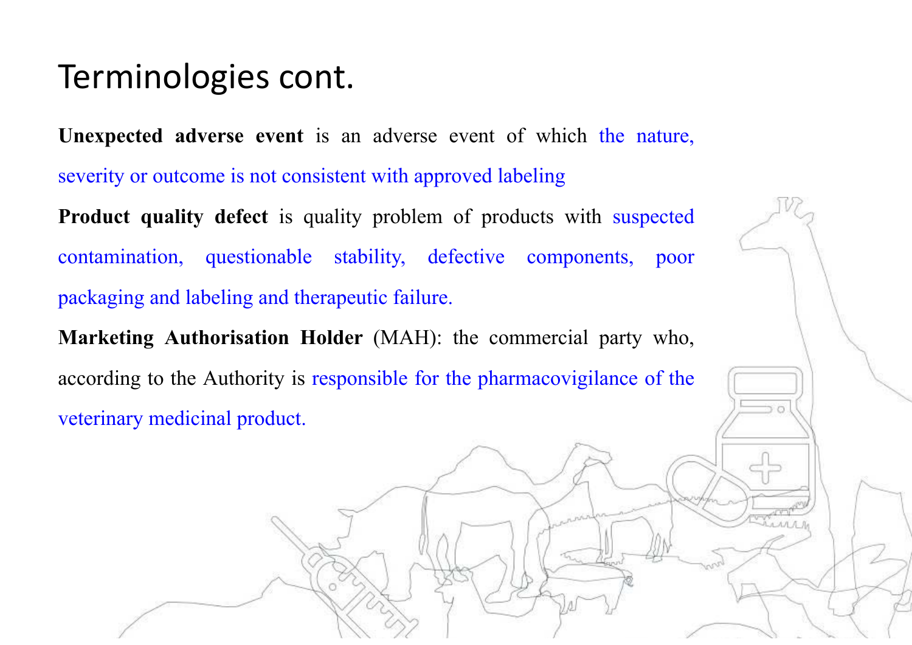# Terminologies cont.

**Unexpected adverse event** is an adverse event of which the nature, severity or outcome is not consistent with approved labeling

**Product quality defect** is quality problem of products with suspected contamination, questionable stability, defective components, poor packaging and labeling and therapeutic failure.

**Marketing Authorisation Holder** (MAH): the commercial party who, according to the Authority is responsible for the pharmacovigilance of the veterinary medicinal product.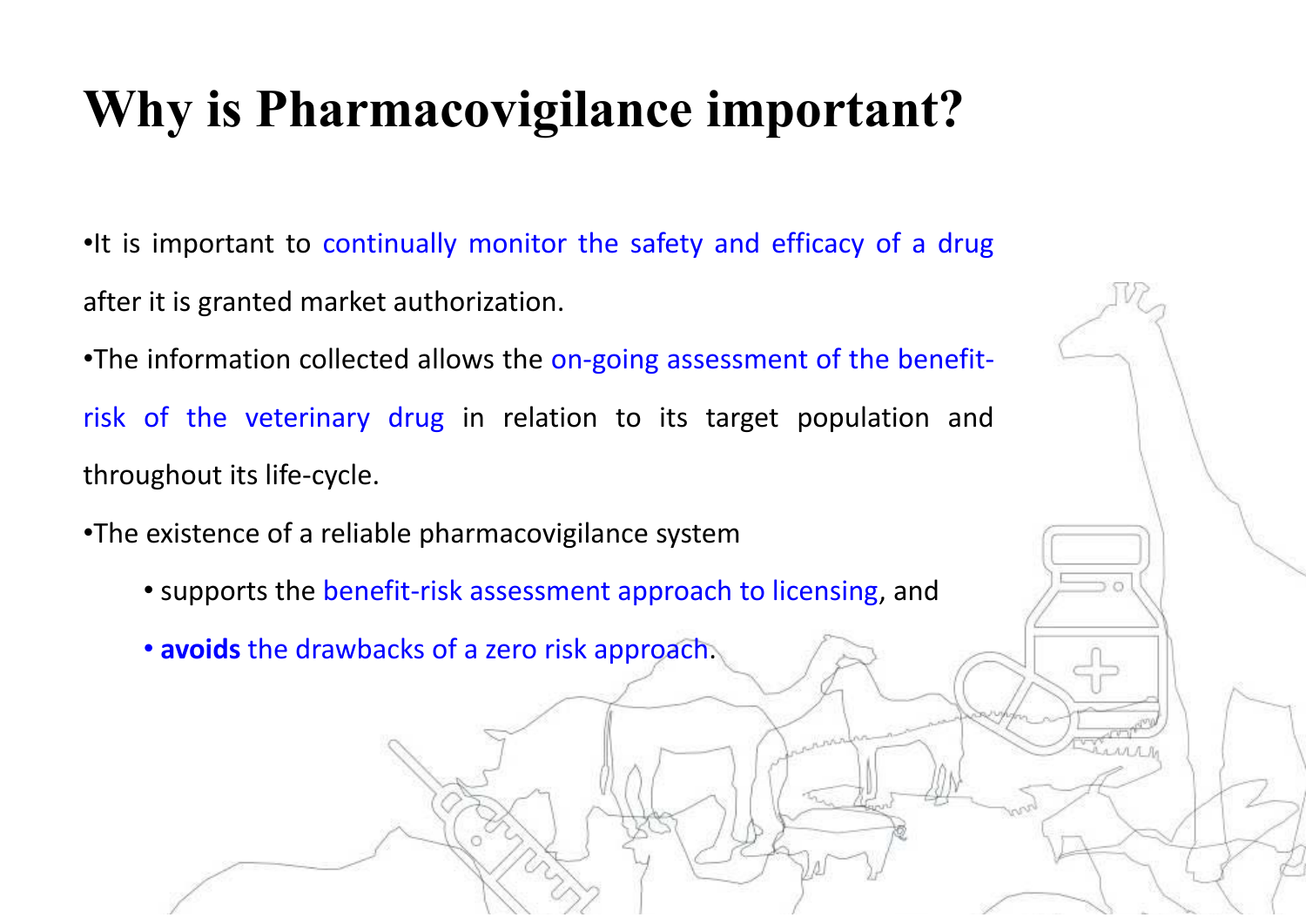# Why is Pharmacovigilance important?

- It is important to continually monitor the safety and efficacy of a drug after it is granted market authorization.
- The information collected allows the on-going assessment of the benefit-risk of the veterinary drug in relation to its target population and throughout its life-cycle.
- The existence of a reliable pharmacovigilance system
  - supports the benefit-risk assessment approach to licensing, and
  - **avoids** the drawbacks of a zero risk approach.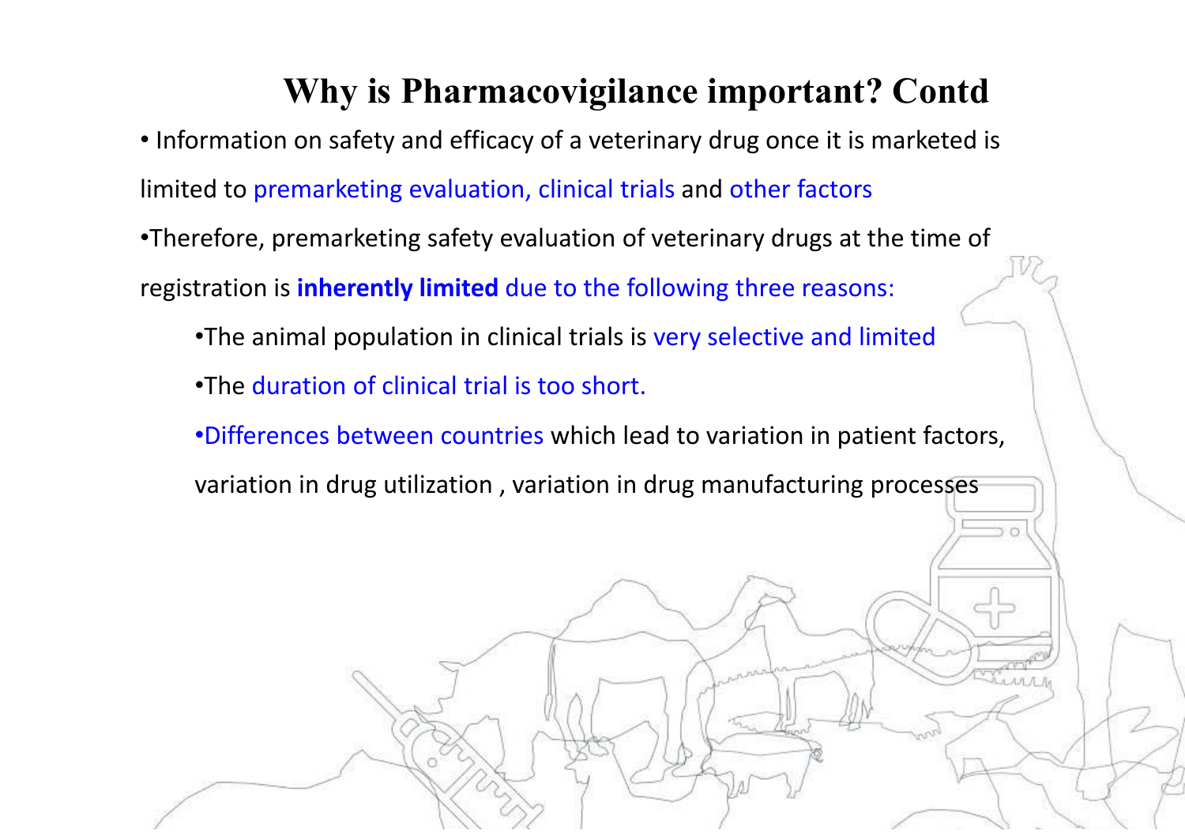# Why is Pharmacovigilance important? Contd

- Information on safety and efficacy of a veterinary drug once it is marketed is limited to premarketing evaluation, clinical trials and other factors
- Therefore, premarketing safety evaluation of veterinary drugs at the time of registration is **inherently limited** due to the following three reasons:
  - The animal population in clinical trials is very selective and limited
  - The duration of clinical trial is too short.
  - Differences between countries which lead to variation in patient factors, variation in drug utilization , variation in drug manufacturing processes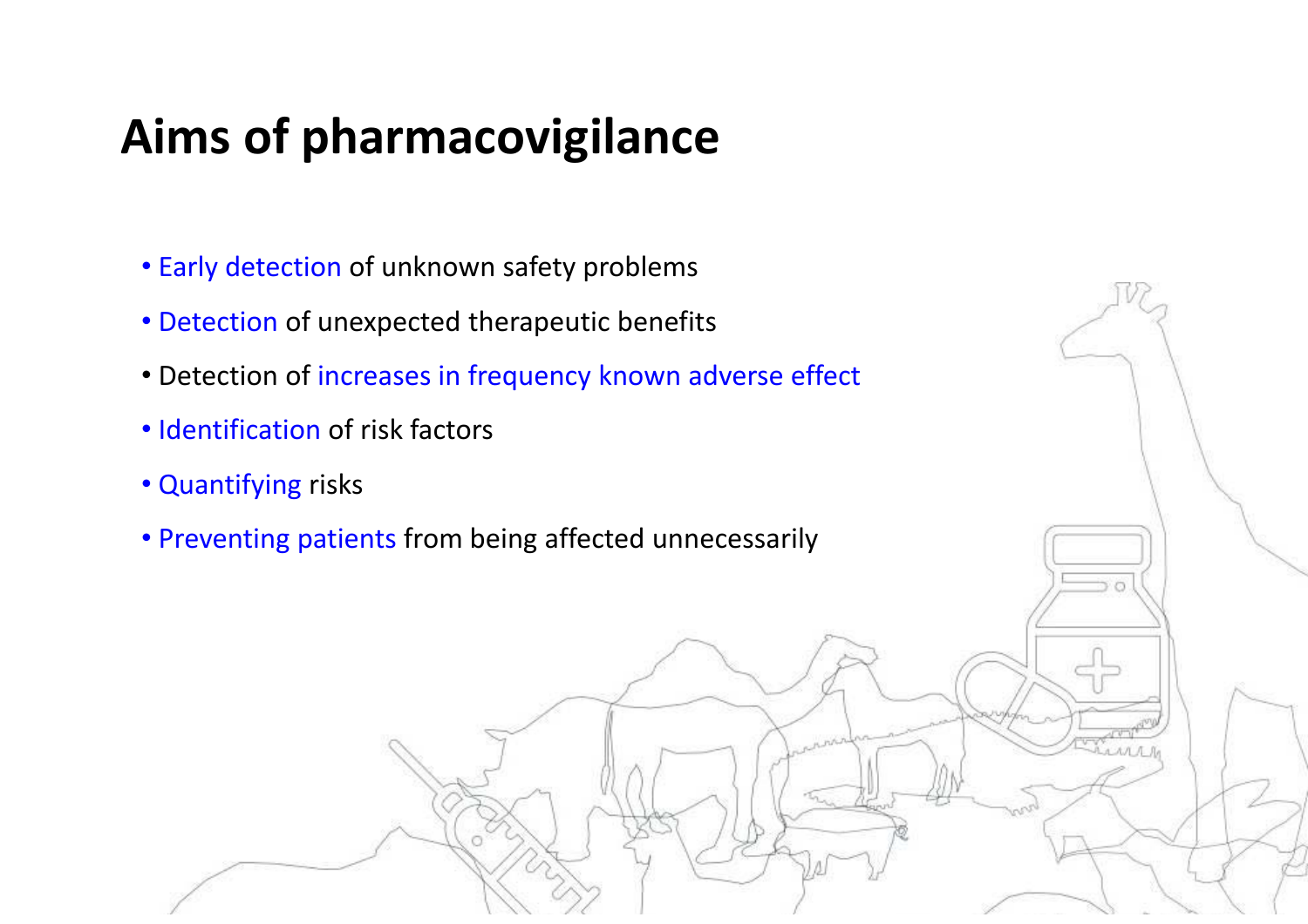# Aims of pharmacovigilance

- Early detection of unknown safety problems
- Detection of unexpected therapeutic benefits
- Detection of increases in frequency known adverse effect
- Identification of risk factors
- Quantifying risks
- Preventing patients from being affected unnecessarily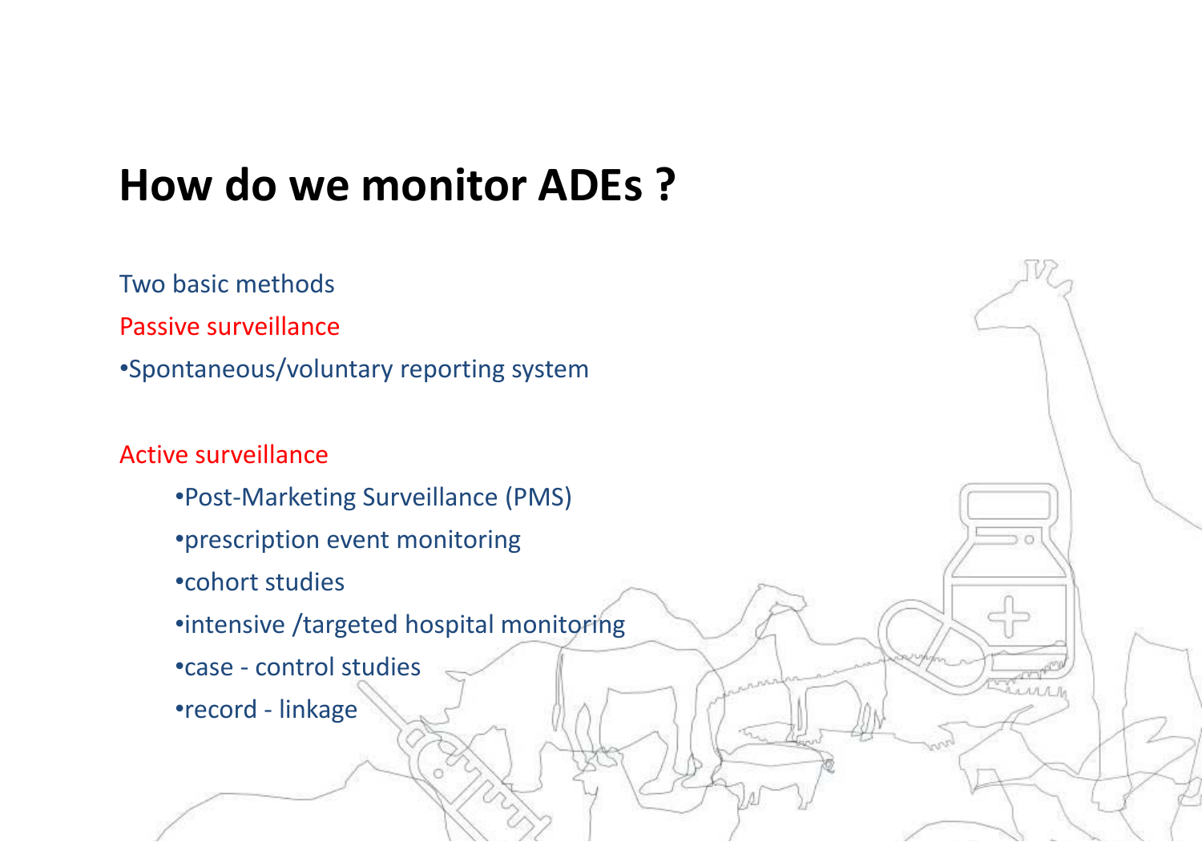# How do we monitor ADEs ?

Two basic methods

Passive surveillance

- Spontaneous/voluntary reporting system

Active surveillance

- Post-Marketing Surveillance (PMS)
- prescription event monitoring
- cohort studies
- intensive /targeted hospital monitoring
- case - control studies
- record - linkage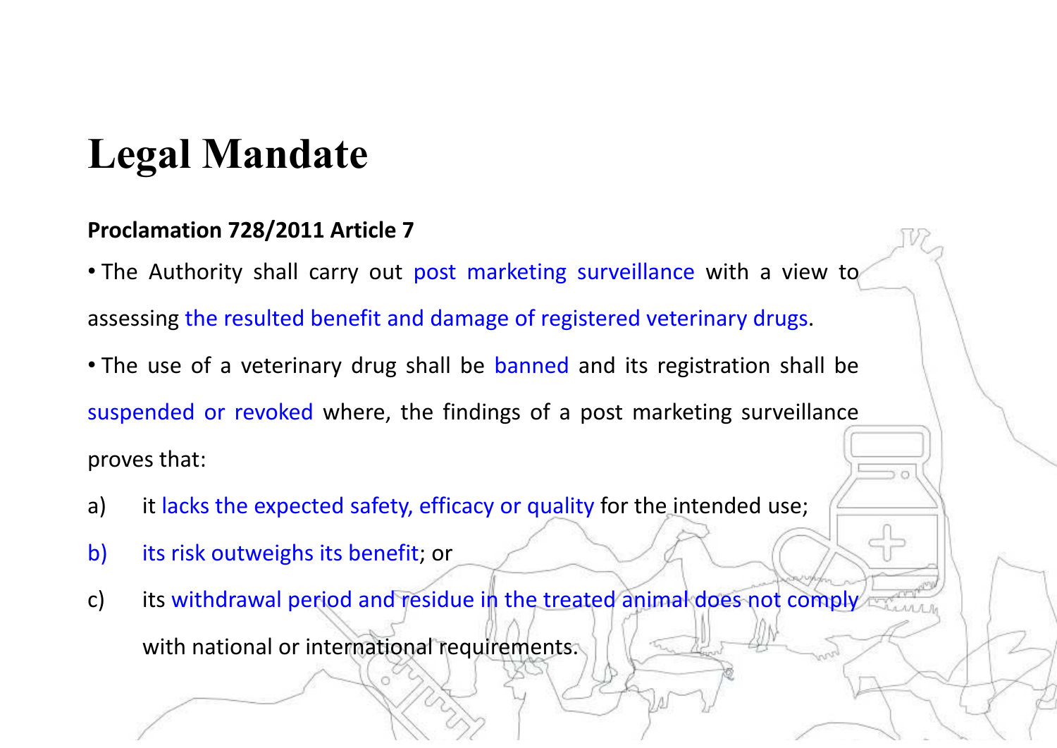# Legal Mandate

**Proclamation 728/2011 Article 7**

- The Authority shall carry out post marketing surveillance with a view to assessing the resulted benefit and damage of registered veterinary drugs.
- The use of a veterinary drug shall be banned and its registration shall be suspended or revoked where, the findings of a post marketing surveillance proves that:

a) it lacks the expected safety, efficacy or quality for the intended use;

b) its risk outweighs its benefit; or

c) its withdrawal period and residue in the treated animal does not comply with national or international requirements.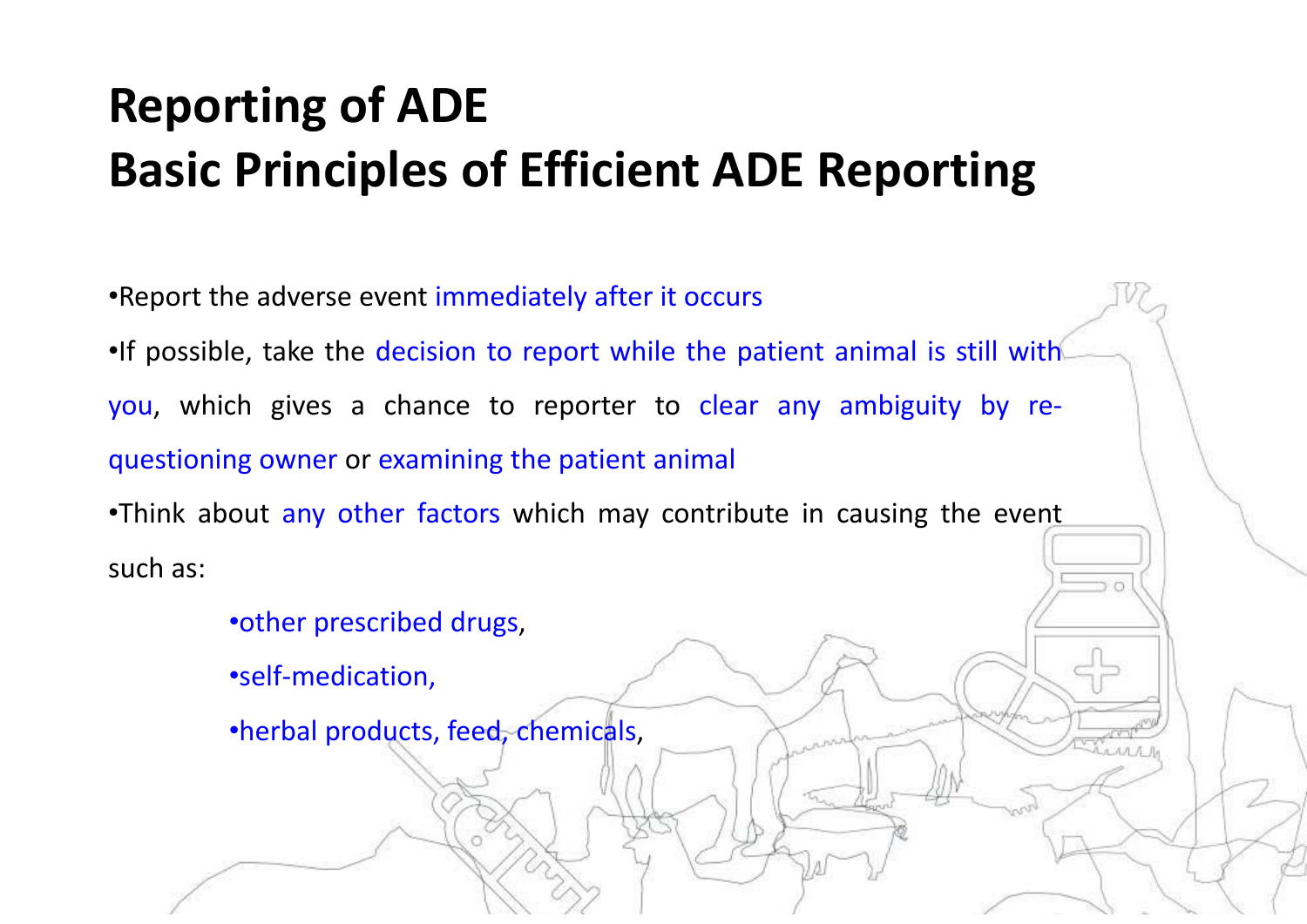# Reporting of ADE
# Basic Principles of Efficient ADE Reporting

- Report the adverse event immediately after it occurs
- If possible, take the decision to report while the patient animal is still with you, which gives a chance to reporter to clear any ambiguity by re-questioning owner or examining the patient animal
- Think about any other factors which may contribute in causing the event such as:
  - other prescribed drugs,
  - self-medication,
  - herbal products, feed, chemicals,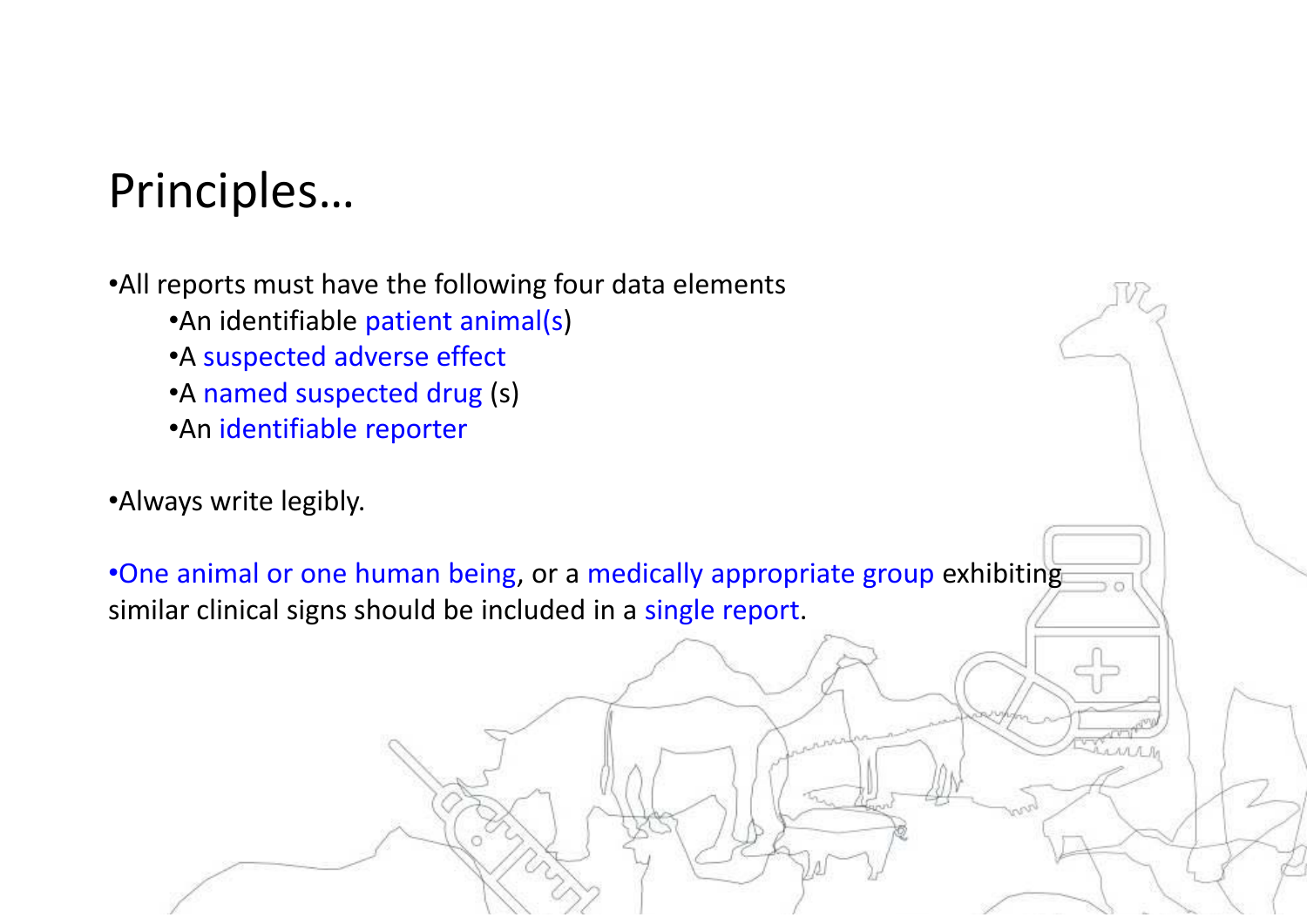# Principles…

- All reports must have the following four data elements
  - An identifiable patient animal(s)
  - A suspected adverse effect
  - A named suspected drug (s)
  - An identifiable reporter

- Always write legibly.

- One animal or one human being, or a medically appropriate group exhibiting similar clinical signs should be included in a single report.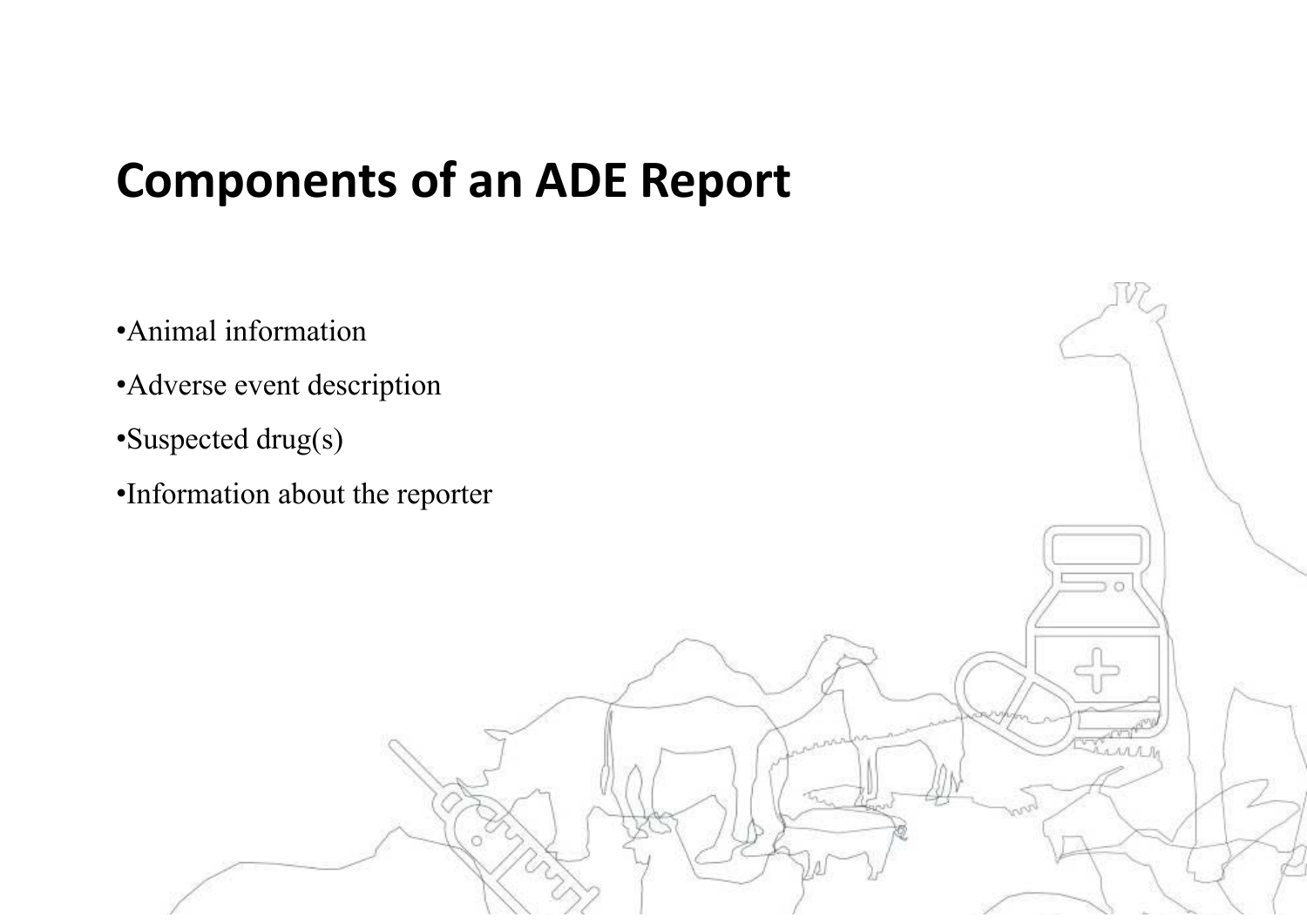# Components of an ADE Report

- Animal information
- Adverse event description
- Suspected drug(s)
- Information about the reporter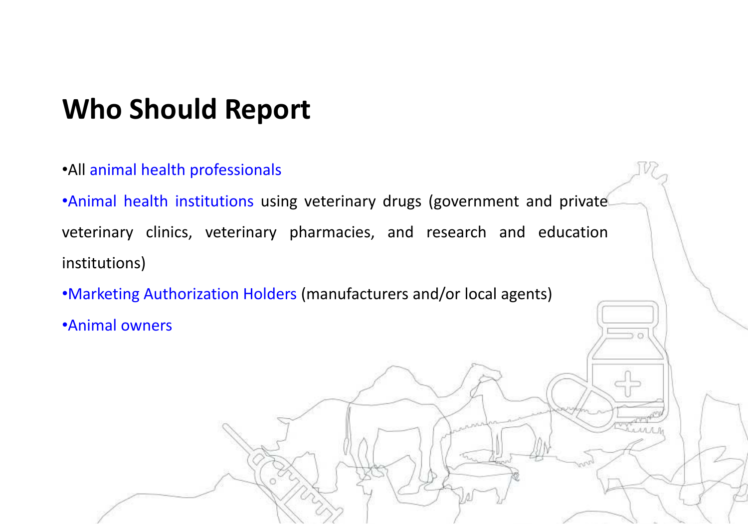# Who Should Report

- All animal health professionals
- Animal health institutions using veterinary drugs (government and private veterinary clinics, veterinary pharmacies, and research and education institutions)
- Marketing Authorization Holders (manufacturers and/or local agents)
- Animal owners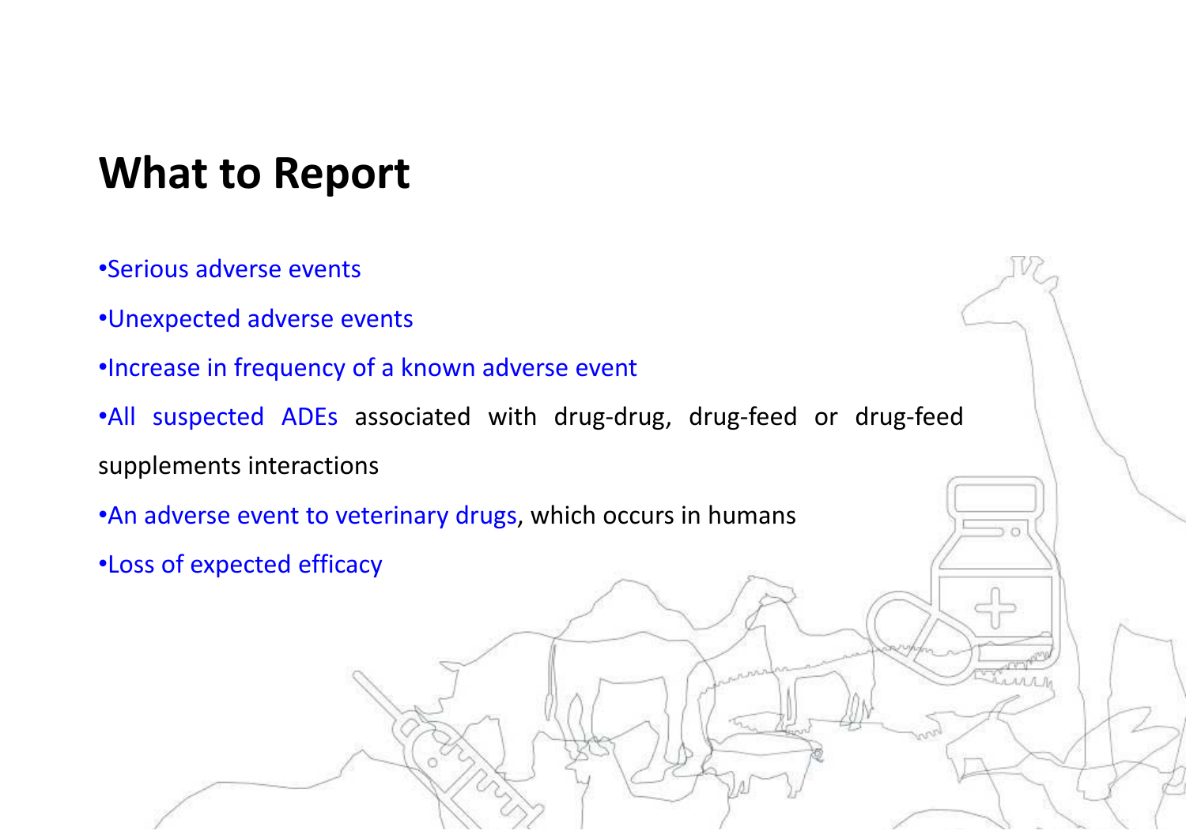# What to Report

- Serious adverse events
- Unexpected adverse events
- Increase in frequency of a known adverse event
- All suspected ADEs associated with drug-drug, drug-feed or drug-feed supplements interactions
- An adverse event to veterinary drugs, which occurs in humans
- Loss of expected efficacy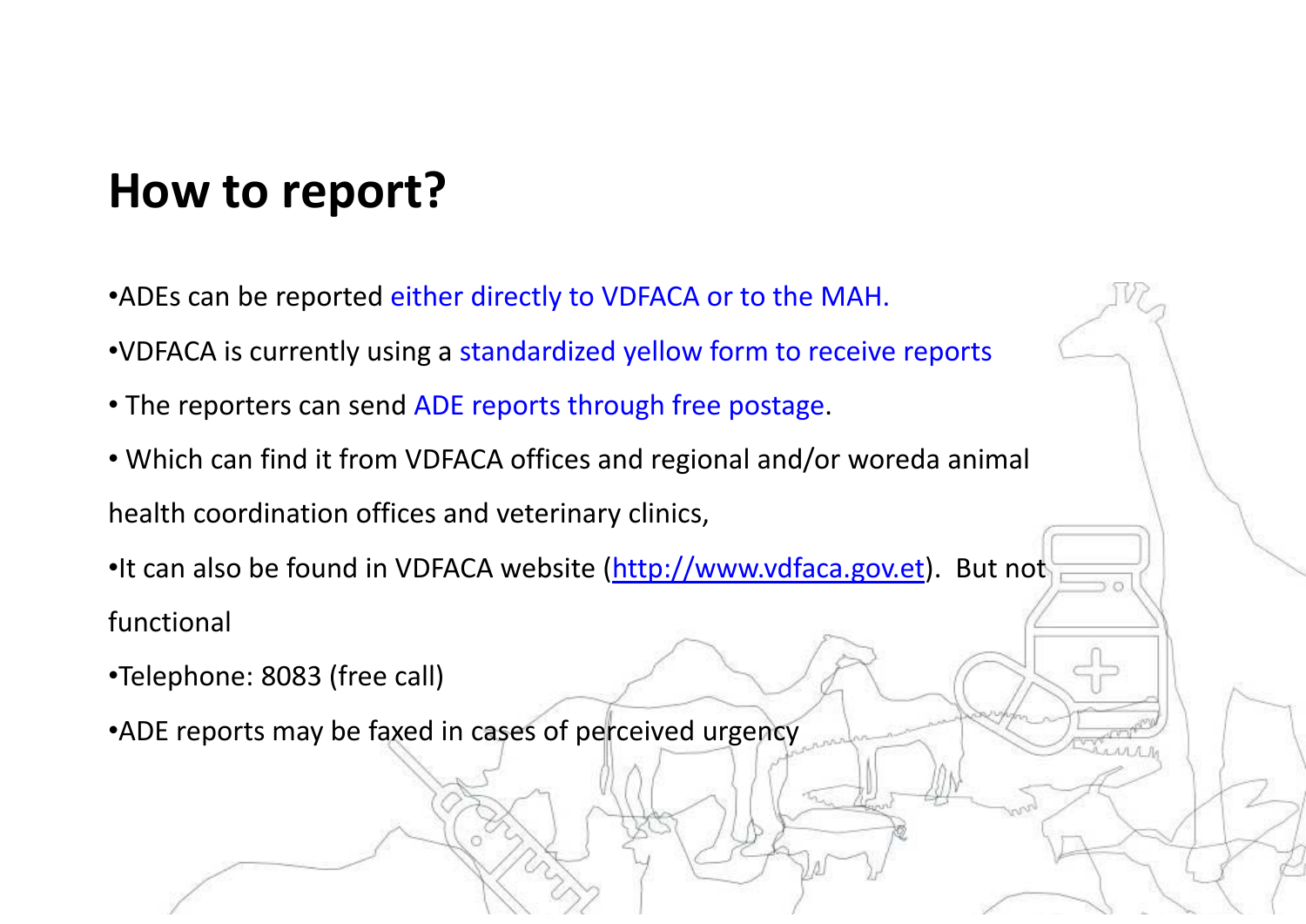# How to report?

- ADEs can be reported either directly to VDFACA or to the MAH.
- VDFACA is currently using a standardized yellow form to receive reports
- The reporters can send ADE reports through free postage.
- Which can find it from VDFACA offices and regional and/or woreda animal health coordination offices and veterinary clinics,
- It can also be found in VDFACA website (http://www.vdfaca.gov.et). But not functional
- Telephone: 8083 (free call)
- ADE reports may be faxed in cases of perceived urgency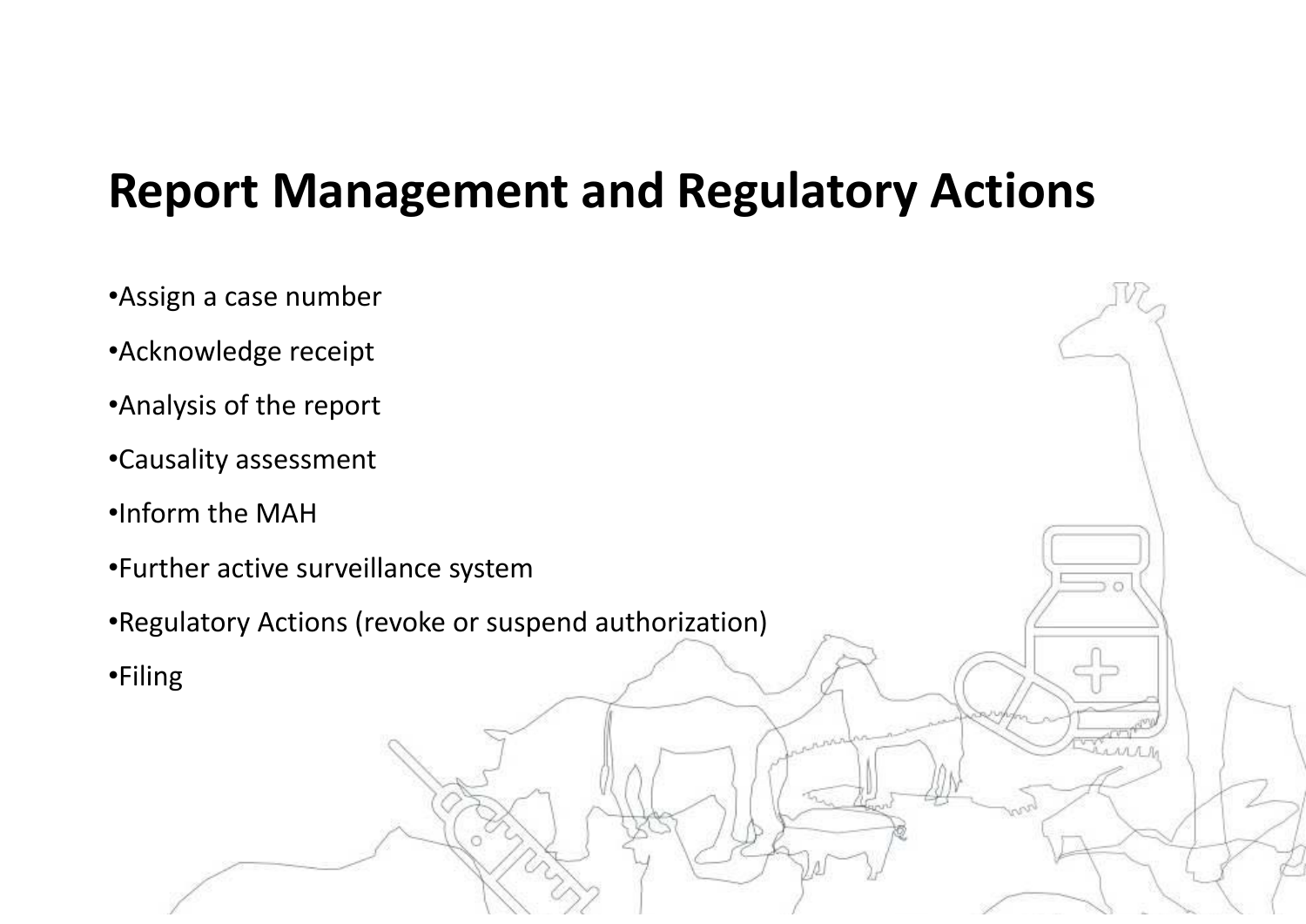# Report Management and Regulatory Actions

- Assign a case number
- Acknowledge receipt
- Analysis of the report
- Causality assessment
- Inform the MAH
- Further active surveillance system
- Regulatory Actions (revoke or suspend authorization)
- Filing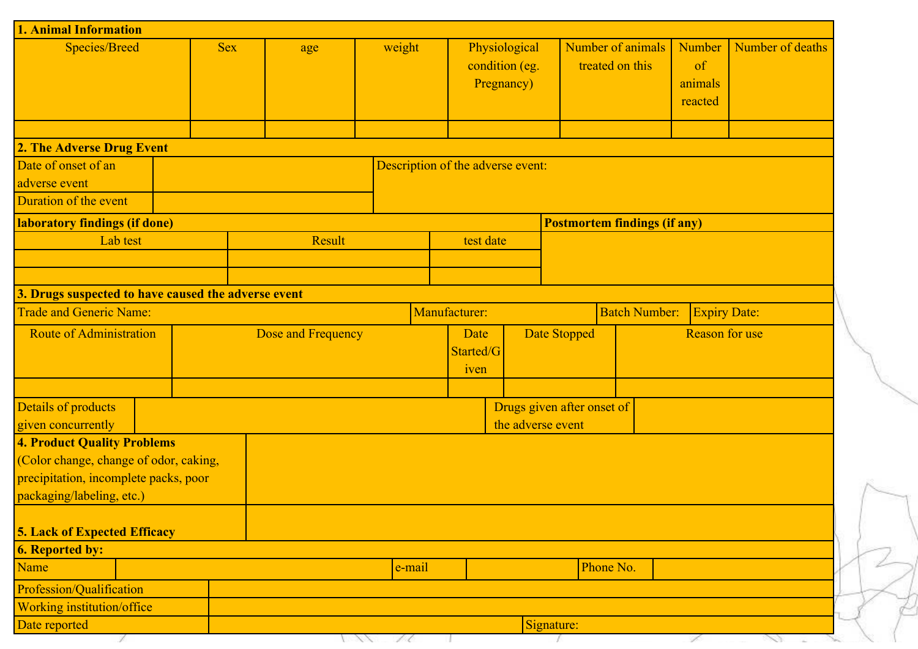**1. Animal Information**

| Species/Breed | Sex | age | weight | Physiological condition (eg. Pregnancy) | Number of animals treated on this | Number of animals reacted | Number of deaths |
|---|---|---|---|---|---|---|---|
| | | | | | | | |

**2. The Adverse Drug Event**

| Date of onset of an adverse event | | Description of the adverse event: |
|---|---|---|
| Duration of the event | | |

| **laboratory findings (if done)** | | | **Postmortem findings (if any)** |
|---|---|---|---|
| Lab test | Result | test date | |
| | | | |
| | | | |

**3. Drugs suspected to have caused the adverse event**

| Trade and Generic Name: | Manufacturer: | Batch Number: | Expiry Date: |
|---|---|---|---|

| Route of Administration | Dose and Frequency | Date Started/Given | Date Stopped | Reason for use |
|---|---|---|---|---|
| | | | | |

| Details of products given concurrently | | Drugs given after onset of the adverse event | |
|---|---|---|---|

| **4. Product Quality Problems** (Color change, change of odor, caking, precipitation, incomplete packs, poor packaging/labeling, etc.) | |
|---|---|
| **5. Lack of Expected Efficacy** | |

**6. Reported by:**

| Name | | e-mail | | Phone No. | |
|---|---|---|---|---|---|

| Profession/Qualification | | |
|---|---|---|
| Working institution/office | | |
| Date reported | | Signature: |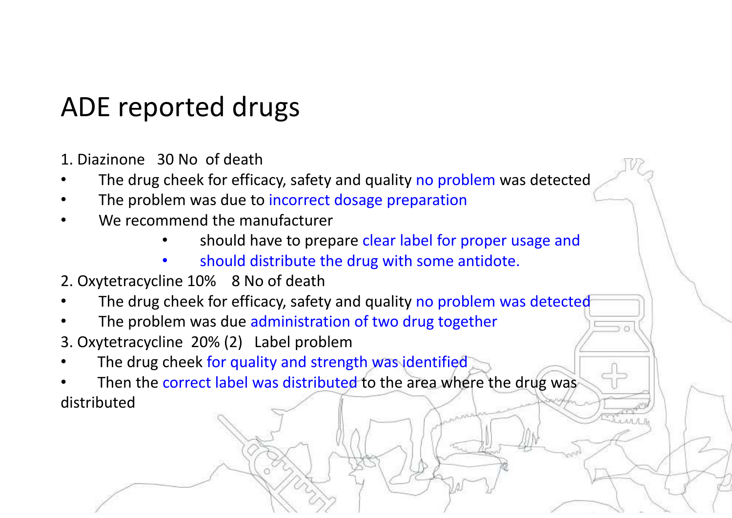# ADE reported drugs

1. Diazinone   30 No  of death
- The drug cheek for efficacy, safety and quality no problem was detected
- The problem was due to incorrect dosage preparation
- We recommend the manufacturer
  - should have to prepare clear label for proper usage and
  - should distribute the drug with some antidote.

2. Oxytetracycline 10%    8 No of death
- The drug cheek for efficacy, safety and quality no problem was detected
- The problem was due administration of two drug together

3. Oxytetracycline  20% (2)   Label problem
- The drug cheek for quality and strength was identified
- Then the correct label was distributed to the area where the drug was distributed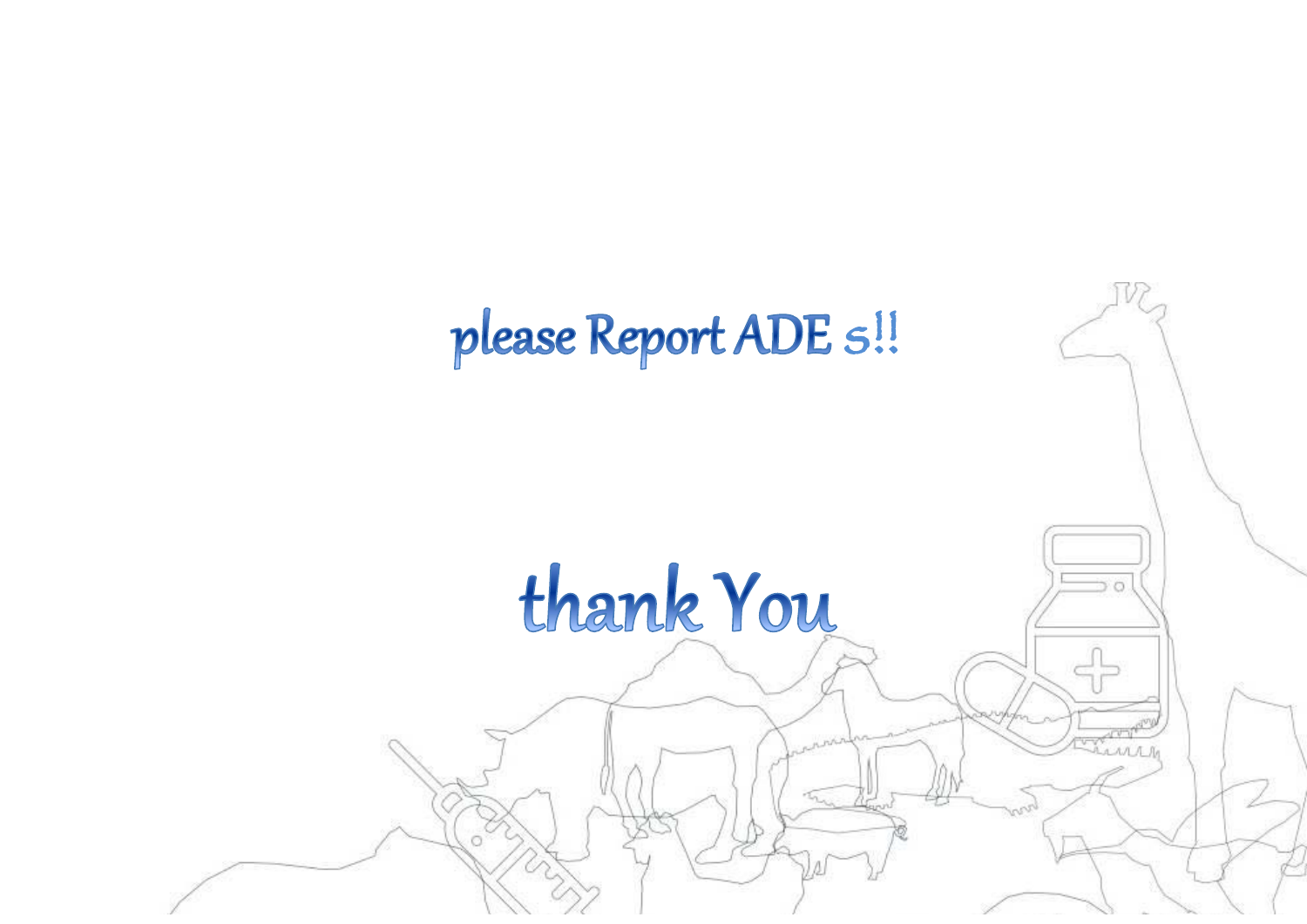please Report ADE s!!

thank You